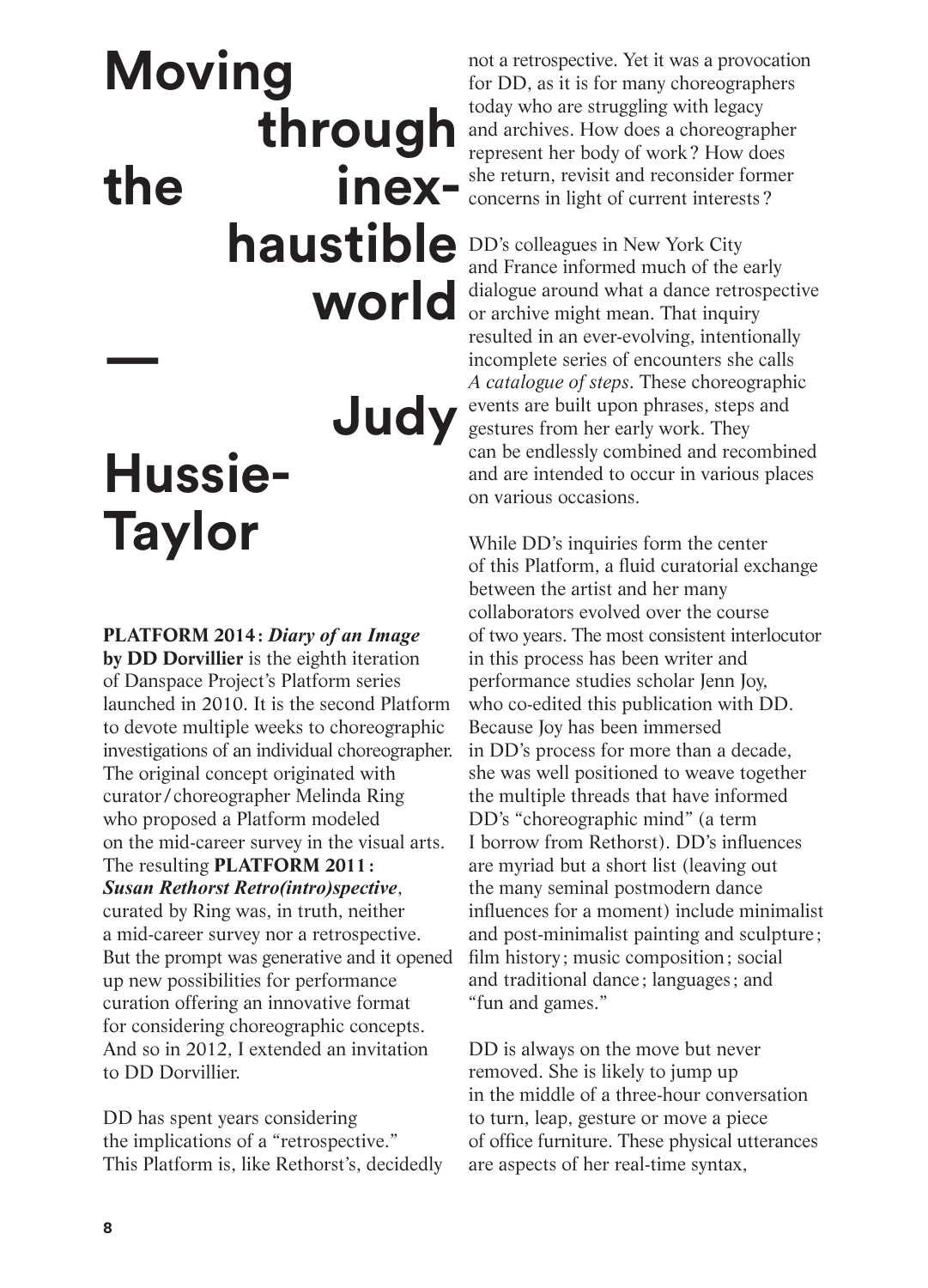# Moving through the inexhaustible world — Judy Hussie-Taylor

**PLATFORM 2014: *Diary of an Image* by DD Dorvillier** is the eighth iteration of Danspace Project's Platform series launched in 2010. It is the second Platform to devote multiple weeks to choreographic investigations of an individual choreographer. The original concept originated with curator/choreographer Melinda Ring who proposed a Platform modeled on the mid-career survey in the visual arts. The resulting **PLATFORM 2011: *Susan Rethorst Retro(intro)spective***, curated by Ring was, in truth, neither a mid-career survey nor a retrospective. But the prompt was generative and it opened up new possibilities for performance curation offering an innovative format for considering choreographic concepts. And so in 2012, I extended an invitation to DD Dorvillier.

DD has spent years considering the implications of a "retrospective." This Platform is, like Rethorst's, decidedly not a retrospective. Yet it was a provocation for DD, as it is for many choreographers today who are struggling with legacy and archives. How does a choreographer represent her body of work? How does she return, revisit and reconsider former concerns in light of current interests?

DD's colleagues in New York City and France informed much of the early dialogue around what a dance retrospective or archive might mean. That inquiry resulted in an ever-evolving, intentionally incomplete series of encounters she calls *A catalogue of steps*. These choreographic events are built upon phrases, steps and gestures from her early work. They can be endlessly combined and recombined and are intended to occur in various places on various occasions.

While DD's inquiries form the center of this Platform, a fluid curatorial exchange between the artist and her many collaborators evolved over the course of two years. The most consistent interlocutor in this process has been writer and performance studies scholar Jenn Joy, who co-edited this publication with DD. Because Joy has been immersed in DD's process for more than a decade, she was well positioned to weave together the multiple threads that have informed DD's "choreographic mind" (a term I borrow from Rethorst). DD's influences are myriad but a short list (leaving out the many seminal postmodern dance influences for a moment) include minimalist and post-minimalist painting and sculpture; film history; music composition; social and traditional dance; languages; and "fun and games."

DD is always on the move but never removed. She is likely to jump up in the middle of a three-hour conversation to turn, leap, gesture or move a piece of office furniture. These physical utterances are aspects of her real-time syntax,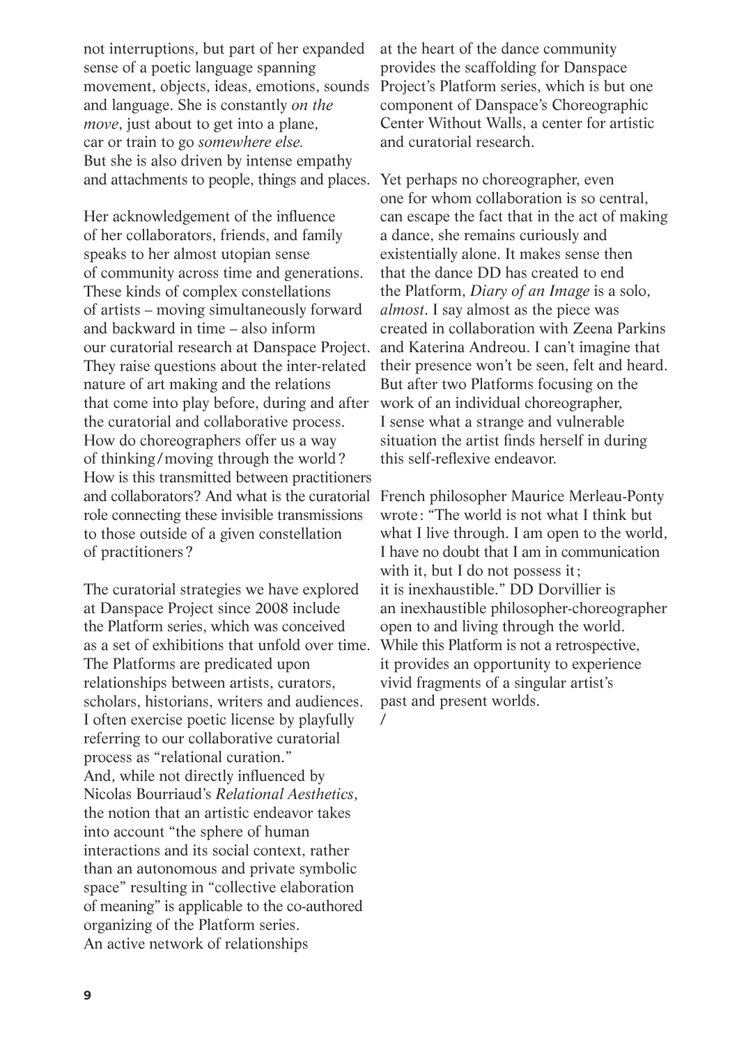not interruptions, but part of her expanded sense of a poetic language spanning movement, objects, ideas, emotions, sounds and language. She is constantly *on the move*, just about to get into a plane, car or train to go *somewhere else.* But she is also driven by intense empathy and attachments to people, things and places.

Her acknowledgement of the influence of her collaborators, friends, and family speaks to her almost utopian sense of community across time and generations. These kinds of complex constellations of artists – moving simultaneously forward and backward in time – also inform our curatorial research at Danspace Project. They raise questions about the inter-related nature of art making and the relations that come into play before, during and after the curatorial and collaborative process. How do choreographers offer us a way of thinking / moving through the world? How is this transmitted between practitioners and collaborators? And what is the curatorial role connecting these invisible transmissions to those outside of a given constellation of practitioners?

The curatorial strategies we have explored at Danspace Project since 2008 include the Platform series, which was conceived as a set of exhibitions that unfold over time. The Platforms are predicated upon relationships between artists, curators, scholars, historians, writers and audiences. I often exercise poetic license by playfully referring to our collaborative curatorial process as "relational curation." And, while not directly influenced by Nicolas Bourriaud's *Relational Aesthetics*, the notion that an artistic endeavor takes into account "the sphere of human interactions and its social context, rather than an autonomous and private symbolic space" resulting in "collective elaboration of meaning" is applicable to the co-authored organizing of the Platform series. An active network of relationships at the heart of the dance community provides the scaffolding for Danspace Project's Platform series, which is but one component of Danspace's Choreographic Center Without Walls, a center for artistic and curatorial research.

Yet perhaps no choreographer, even one for whom collaboration is so central, can escape the fact that in the act of making a dance, she remains curiously and existentially alone. It makes sense then that the dance DD has created to end the Platform, *Diary of an Image* is a solo, *almost*. I say almost as the piece was created in collaboration with Zeena Parkins and Katerina Andreou. I can't imagine that their presence won't be seen, felt and heard. But after two Platforms focusing on the work of an individual choreographer, I sense what a strange and vulnerable situation the artist finds herself in during this self-reflexive endeavor.

French philosopher Maurice Merleau-Ponty wrote: "The world is not what I think but what I live through. I am open to the world, I have no doubt that I am in communication with it, but I do not possess it; it is inexhaustible." DD Dorvillier is an inexhaustible philosopher-choreographer open to and living through the world. While this Platform is not a retrospective, it provides an opportunity to experience vivid fragments of a singular artist's past and present worlds.

/